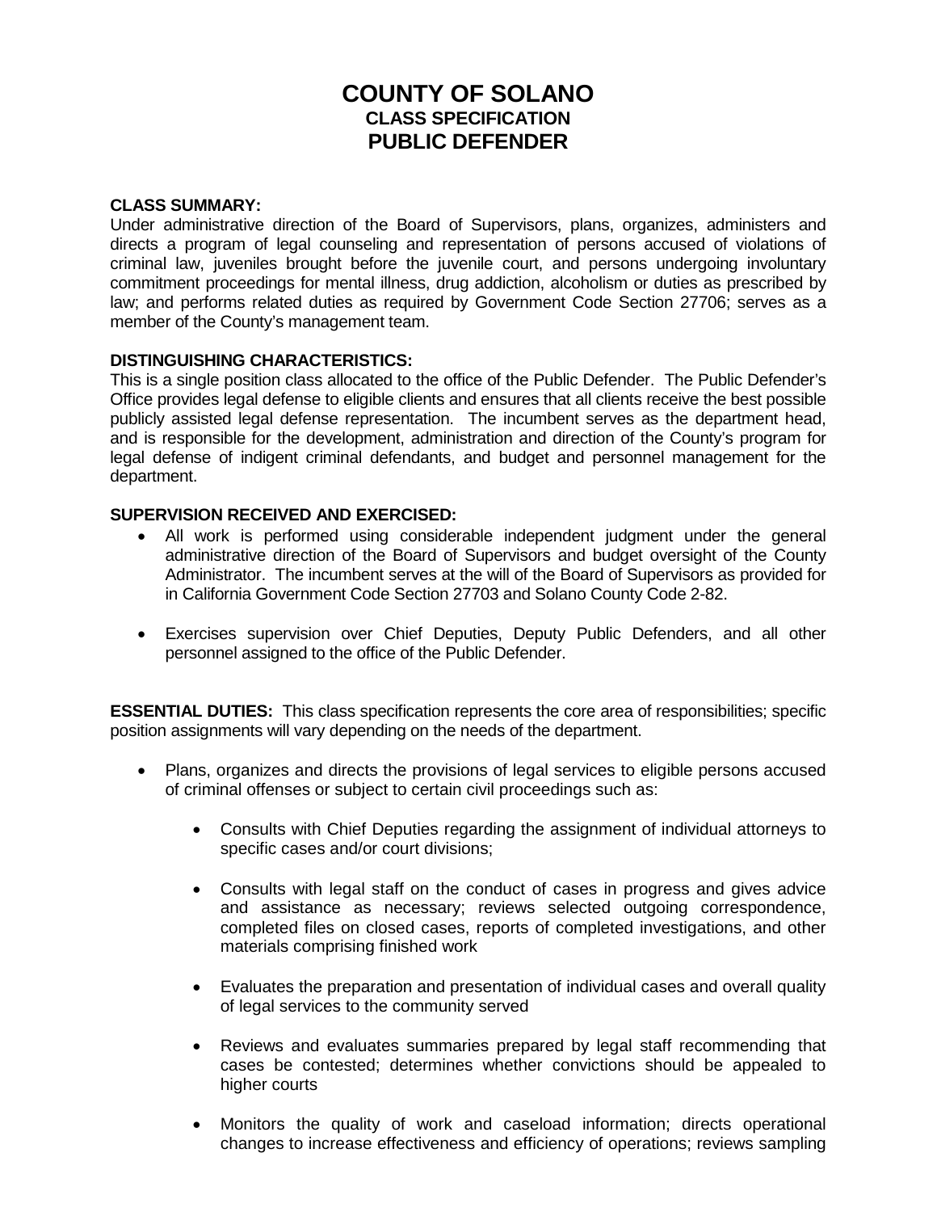# COUNTY OF SOLANO
## CLASS SPECIFICATION
## PUBLIC DEFENDER

**CLASS SUMMARY:**
Under administrative direction of the Board of Supervisors, plans, organizes, administers and directs a program of legal counseling and representation of persons accused of violations of criminal law, juveniles brought before the juvenile court, and persons undergoing involuntary commitment proceedings for mental illness, drug addiction, alcoholism or duties as prescribed by law; and performs related duties as required by Government Code Section 27706; serves as a member of the County's management team.

**DISTINGUISHING CHARACTERISTICS:**
This is a single position class allocated to the office of the Public Defender. The Public Defender's Office provides legal defense to eligible clients and ensures that all clients receive the best possible publicly assisted legal defense representation. The incumbent serves as the department head, and is responsible for the development, administration and direction of the County's program for legal defense of indigent criminal defendants, and budget and personnel management for the department.

**SUPERVISION RECEIVED AND EXERCISED:**

- All work is performed using considerable independent judgment under the general administrative direction of the Board of Supervisors and budget oversight of the County Administrator. The incumbent serves at the will of the Board of Supervisors as provided for in California Government Code Section 27703 and Solano County Code 2-82.

- Exercises supervision over Chief Deputies, Deputy Public Defenders, and all other personnel assigned to the office of the Public Defender.

**ESSENTIAL DUTIES:** This class specification represents the core area of responsibilities; specific position assignments will vary depending on the needs of the department.

- Plans, organizes and directs the provisions of legal services to eligible persons accused of criminal offenses or subject to certain civil proceedings such as:

  - Consults with Chief Deputies regarding the assignment of individual attorneys to specific cases and/or court divisions;

  - Consults with legal staff on the conduct of cases in progress and gives advice and assistance as necessary; reviews selected outgoing correspondence, completed files on closed cases, reports of completed investigations, and other materials comprising finished work

  - Evaluates the preparation and presentation of individual cases and overall quality of legal services to the community served

  - Reviews and evaluates summaries prepared by legal staff recommending that cases be contested; determines whether convictions should be appealed to higher courts

  - Monitors the quality of work and caseload information; directs operational changes to increase effectiveness and efficiency of operations; reviews sampling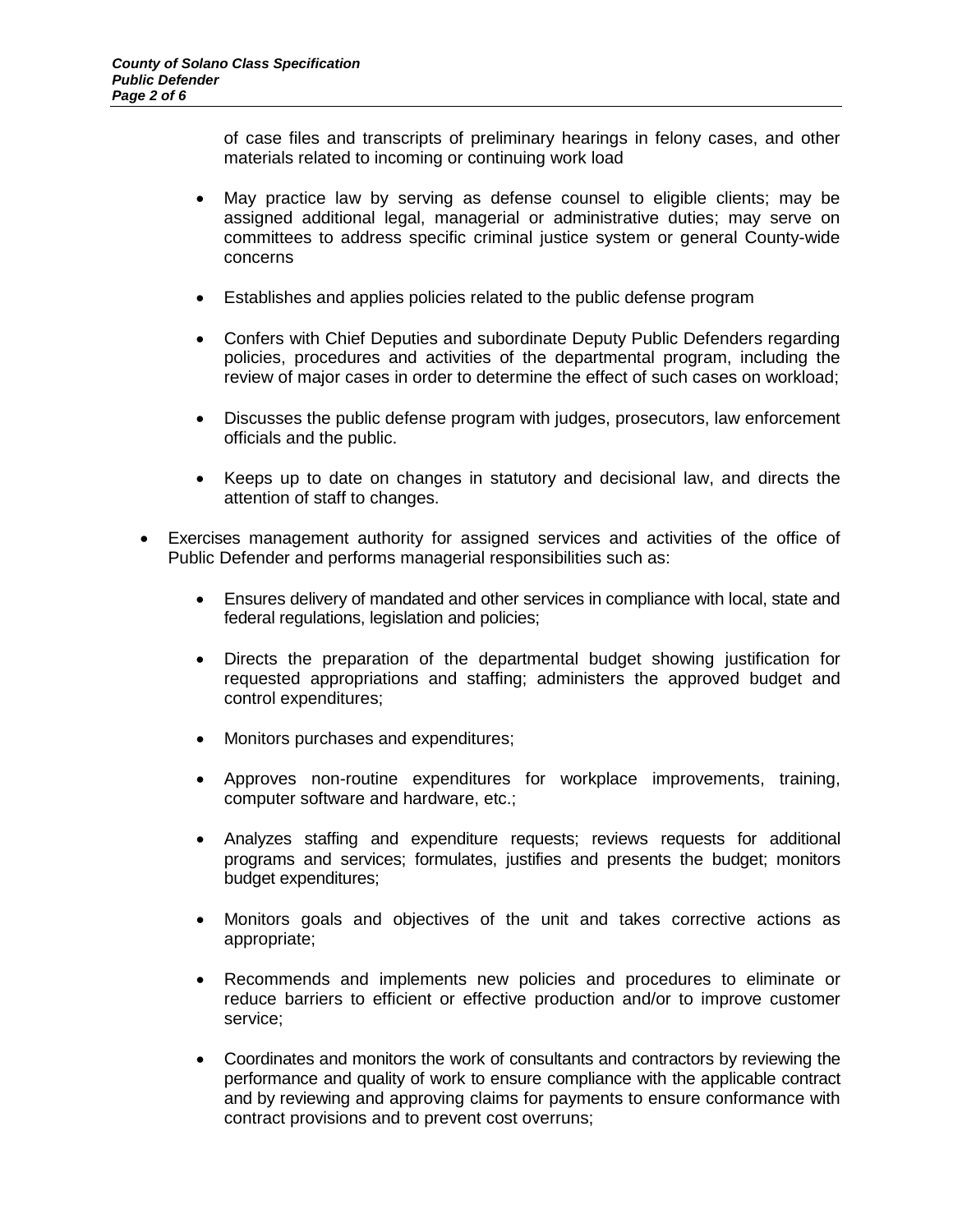of case files and transcripts of preliminary hearings in felony cases, and other materials related to incoming or continuing work load

- May practice law by serving as defense counsel to eligible clients; may be assigned additional legal, managerial or administrative duties; may serve on committees to address specific criminal justice system or general County-wide concerns

- Establishes and applies policies related to the public defense program

- Confers with Chief Deputies and subordinate Deputy Public Defenders regarding policies, procedures and activities of the departmental program, including the review of major cases in order to determine the effect of such cases on workload;

- Discusses the public defense program with judges, prosecutors, law enforcement officials and the public.

- Keeps up to date on changes in statutory and decisional law, and directs the attention of staff to changes.

- Exercises management authority for assigned services and activities of the office of Public Defender and performs managerial responsibilities such as:

  - Ensures delivery of mandated and other services in compliance with local, state and federal regulations, legislation and policies;

  - Directs the preparation of the departmental budget showing justification for requested appropriations and staffing; administers the approved budget and control expenditures;

  - Monitors purchases and expenditures;

  - Approves non-routine expenditures for workplace improvements, training, computer software and hardware, etc.;

  - Analyzes staffing and expenditure requests; reviews requests for additional programs and services; formulates, justifies and presents the budget; monitors budget expenditures;

  - Monitors goals and objectives of the unit and takes corrective actions as appropriate;

  - Recommends and implements new policies and procedures to eliminate or reduce barriers to efficient or effective production and/or to improve customer service;

  - Coordinates and monitors the work of consultants and contractors by reviewing the performance and quality of work to ensure compliance with the applicable contract and by reviewing and approving claims for payments to ensure conformance with contract provisions and to prevent cost overruns;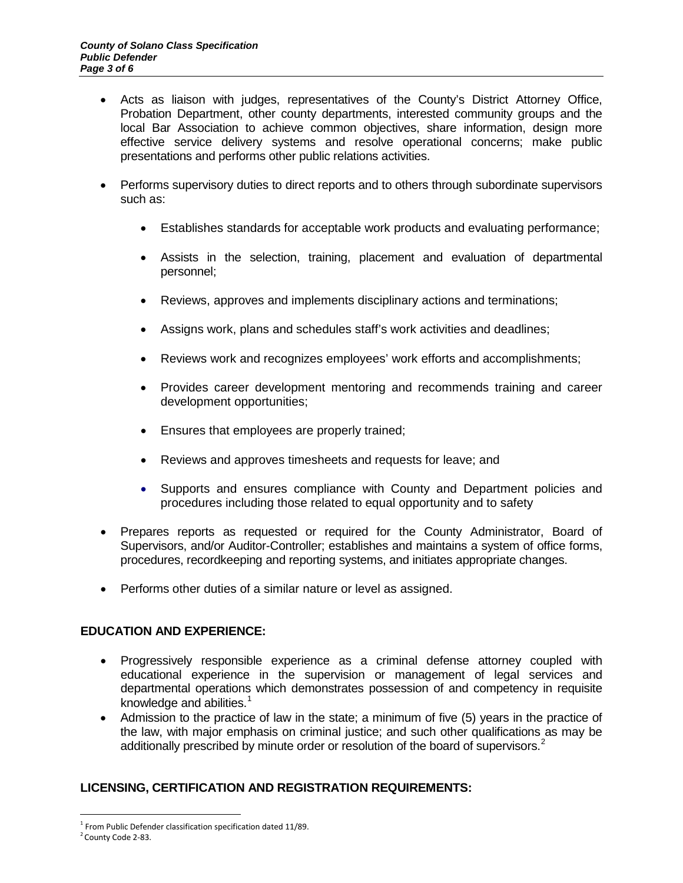- Acts as liaison with judges, representatives of the County's District Attorney Office, Probation Department, other county departments, interested community groups and the local Bar Association to achieve common objectives, share information, design more effective service delivery systems and resolve operational concerns; make public presentations and performs other public relations activities.

- Performs supervisory duties to direct reports and to others through subordinate supervisors such as:

  - Establishes standards for acceptable work products and evaluating performance;

  - Assists in the selection, training, placement and evaluation of departmental personnel;

  - Reviews, approves and implements disciplinary actions and terminations;

  - Assigns work, plans and schedules staff's work activities and deadlines;

  - Reviews work and recognizes employees' work efforts and accomplishments;

  - Provides career development mentoring and recommends training and career development opportunities;

  - Ensures that employees are properly trained;

  - Reviews and approves timesheets and requests for leave; and

  - Supports and ensures compliance with County and Department policies and procedures including those related to equal opportunity and to safety

- Prepares reports as requested or required for the County Administrator, Board of Supervisors, and/or Auditor-Controller; establishes and maintains a system of office forms, procedures, recordkeeping and reporting systems, and initiates appropriate changes.

- Performs other duties of a similar nature or level as assigned.

## EDUCATION AND EXPERIENCE:

- Progressively responsible experience as a criminal defense attorney coupled with educational experience in the supervision or management of legal services and departmental operations which demonstrates possession of and competency in requisite knowledge and abilities.[1]
- Admission to the practice of law in the state; a minimum of five (5) years in the practice of the law, with major emphasis on criminal justice; and such other qualifications as may be additionally prescribed by minute order or resolution of the board of supervisors.[2]

## LICENSING, CERTIFICATION AND REGISTRATION REQUIREMENTS:

[1] From Public Defender classification specification dated 11/89.
[2] County Code 2-83.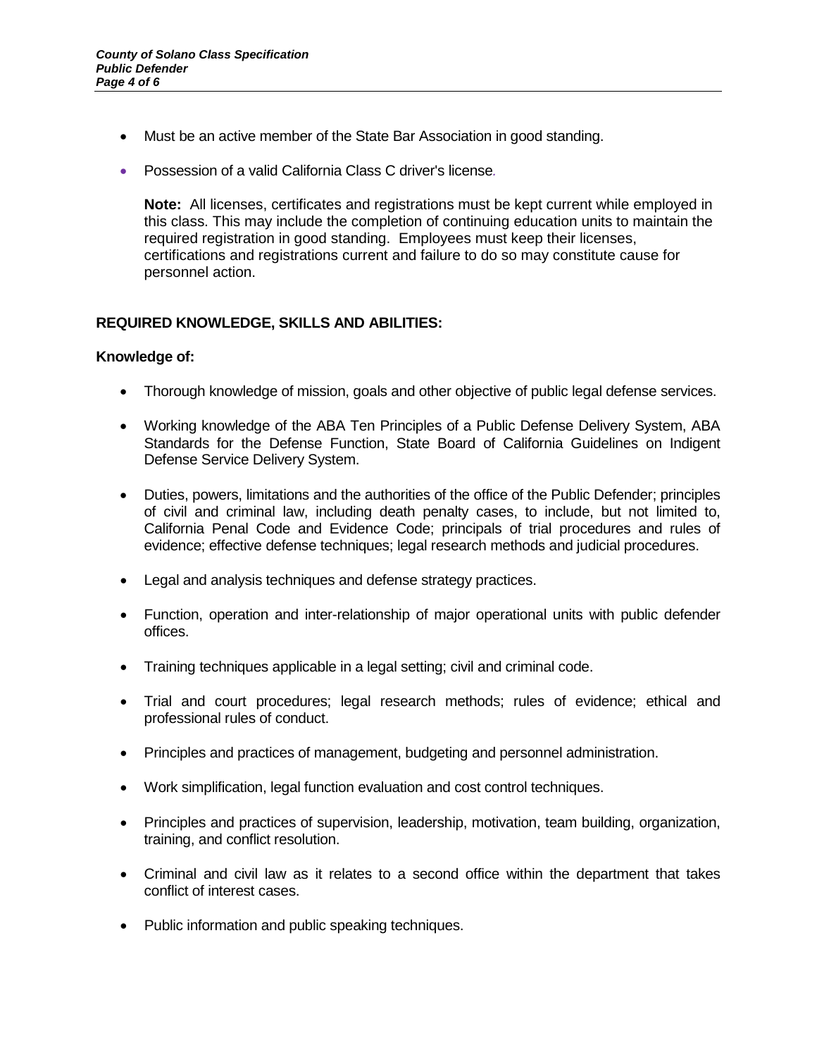- Must be an active member of the State Bar Association in good standing.
- Possession of a valid California Class C driver's license.

  **Note:** All licenses, certificates and registrations must be kept current while employed in this class. This may include the completion of continuing education units to maintain the required registration in good standing. Employees must keep their licenses, certifications and registrations current and failure to do so may constitute cause for personnel action.

**REQUIRED KNOWLEDGE, SKILLS AND ABILITIES:**

**Knowledge of:**

- Thorough knowledge of mission, goals and other objective of public legal defense services.
- Working knowledge of the ABA Ten Principles of a Public Defense Delivery System, ABA Standards for the Defense Function, State Board of California Guidelines on Indigent Defense Service Delivery System.
- Duties, powers, limitations and the authorities of the office of the Public Defender; principles of civil and criminal law, including death penalty cases, to include, but not limited to, California Penal Code and Evidence Code; principals of trial procedures and rules of evidence; effective defense techniques; legal research methods and judicial procedures.
- Legal and analysis techniques and defense strategy practices.
- Function, operation and inter-relationship of major operational units with public defender offices.
- Training techniques applicable in a legal setting; civil and criminal code.
- Trial and court procedures; legal research methods; rules of evidence; ethical and professional rules of conduct.
- Principles and practices of management, budgeting and personnel administration.
- Work simplification, legal function evaluation and cost control techniques.
- Principles and practices of supervision, leadership, motivation, team building, organization, training, and conflict resolution.
- Criminal and civil law as it relates to a second office within the department that takes conflict of interest cases.
- Public information and public speaking techniques.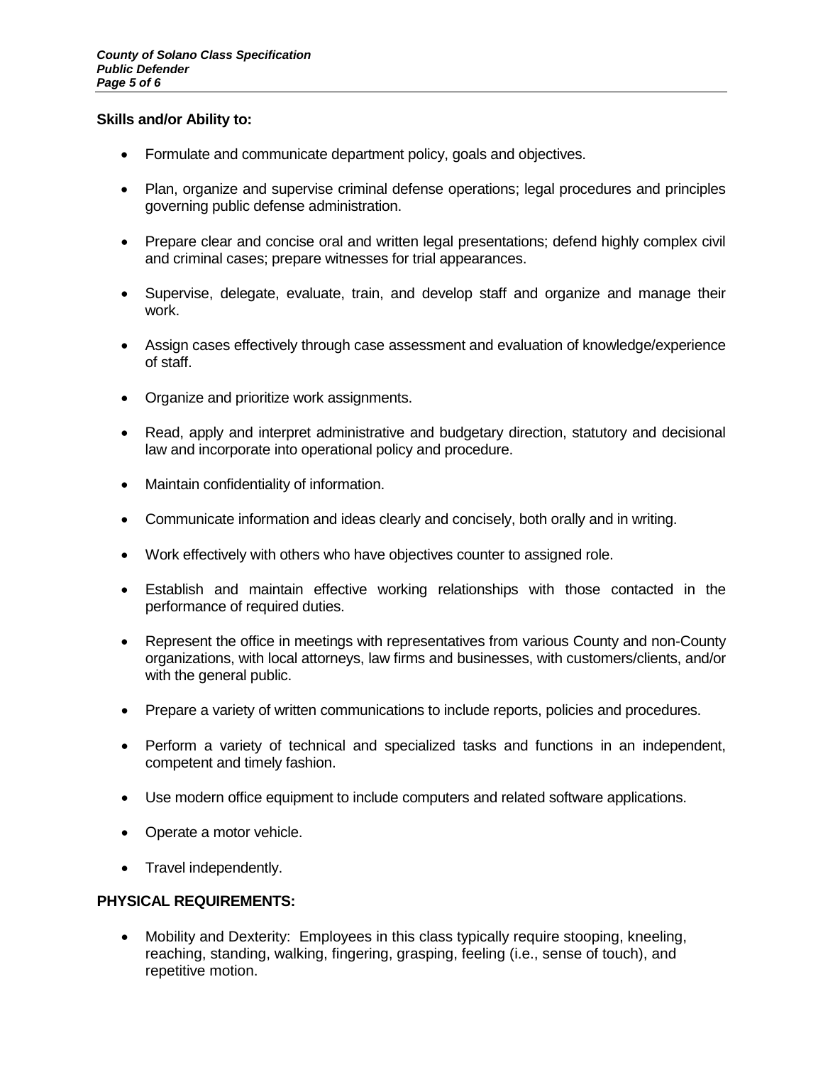**Skills and/or Ability to:**

- Formulate and communicate department policy, goals and objectives.
- Plan, organize and supervise criminal defense operations; legal procedures and principles governing public defense administration.
- Prepare clear and concise oral and written legal presentations; defend highly complex civil and criminal cases; prepare witnesses for trial appearances.
- Supervise, delegate, evaluate, train, and develop staff and organize and manage their work.
- Assign cases effectively through case assessment and evaluation of knowledge/experience of staff.
- Organize and prioritize work assignments.
- Read, apply and interpret administrative and budgetary direction, statutory and decisional law and incorporate into operational policy and procedure.
- Maintain confidentiality of information.
- Communicate information and ideas clearly and concisely, both orally and in writing.
- Work effectively with others who have objectives counter to assigned role.
- Establish and maintain effective working relationships with those contacted in the performance of required duties.
- Represent the office in meetings with representatives from various County and non-County organizations, with local attorneys, law firms and businesses, with customers/clients, and/or with the general public.
- Prepare a variety of written communications to include reports, policies and procedures.
- Perform a variety of technical and specialized tasks and functions in an independent, competent and timely fashion.
- Use modern office equipment to include computers and related software applications.
- Operate a motor vehicle.
- Travel independently.

**PHYSICAL REQUIREMENTS:**

- Mobility and Dexterity: Employees in this class typically require stooping, kneeling, reaching, standing, walking, fingering, grasping, feeling (i.e., sense of touch), and repetitive motion.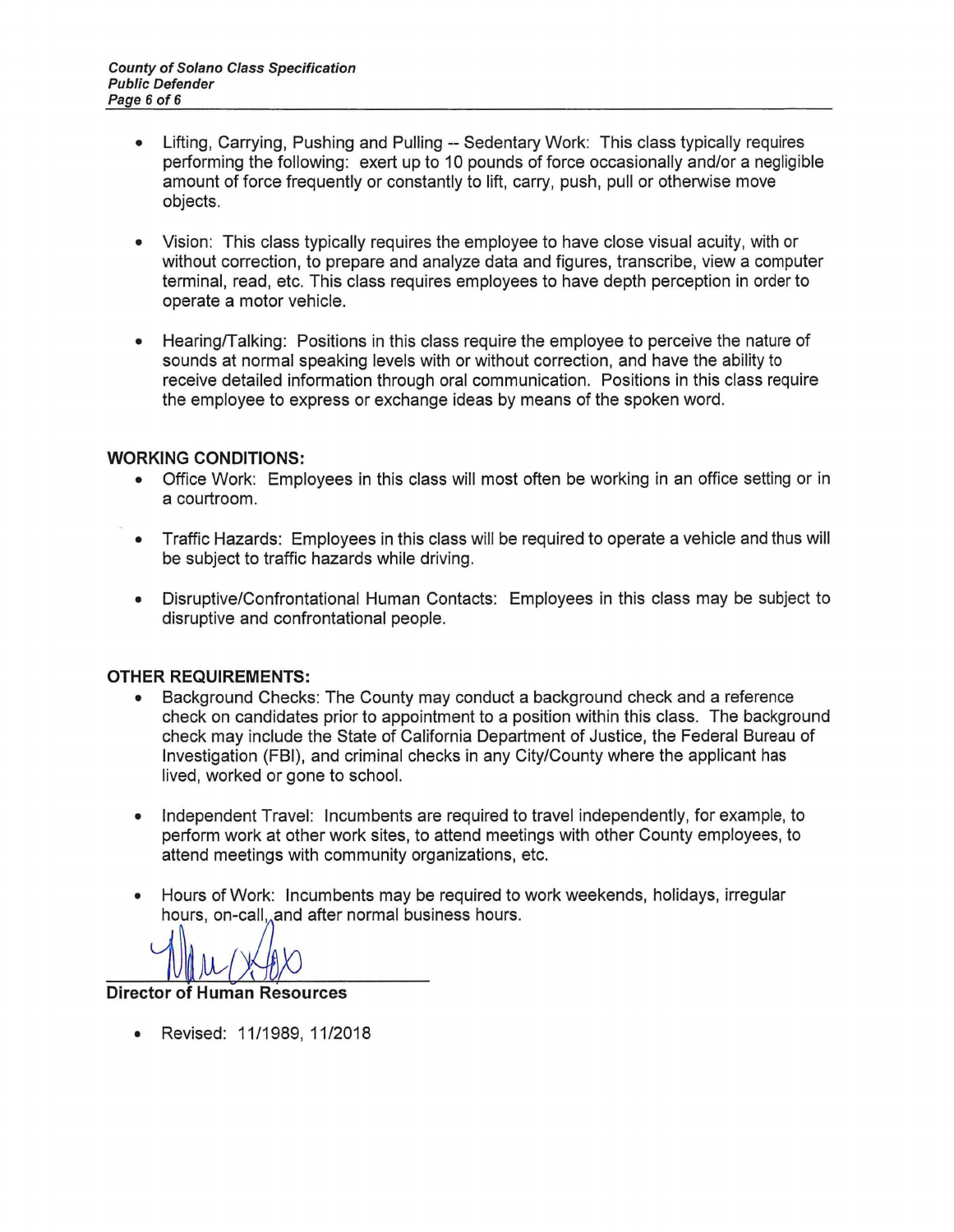- Lifting, Carrying, Pushing and Pulling -- Sedentary Work: This class typically requires performing the following: exert up to 10 pounds of force occasionally and/or a negligible amount of force frequently or constantly to lift, carry, push, pull or otherwise move objects.

- Vision: This class typically requires the employee to have close visual acuity, with or without correction, to prepare and analyze data and figures, transcribe, view a computer terminal, read, etc. This class requires employees to have depth perception in order to operate a motor vehicle.

- Hearing/Talking: Positions in this class require the employee to perceive the nature of sounds at normal speaking levels with or without correction, and have the ability to receive detailed information through oral communication. Positions in this class require the employee to express or exchange ideas by means of the spoken word.

**WORKING CONDITIONS:**

- Office Work: Employees in this class will most often be working in an office setting or in a courtroom.

- Traffic Hazards: Employees in this class will be required to operate a vehicle and thus will be subject to traffic hazards while driving.

- Disruptive/Confrontational Human Contacts: Employees in this class may be subject to disruptive and confrontational people.

**OTHER REQUIREMENTS:**

- Background Checks: The County may conduct a background check and a reference check on candidates prior to appointment to a position within this class. The background check may include the State of California Department of Justice, the Federal Bureau of Investigation (FBI), and criminal checks in any City/County where the applicant has lived, worked or gone to school.

- Independent Travel: Incumbents are required to travel independently, for example, to perform work at other work sites, to attend meetings with other County employees, to attend meetings with community organizations, etc.

- Hours of Work: Incumbents may be required to work weekends, holidays, irregular hours, on-call, and after normal business hours.

**Director of Human Resources**

- Revised: 11/1989, 11/2018